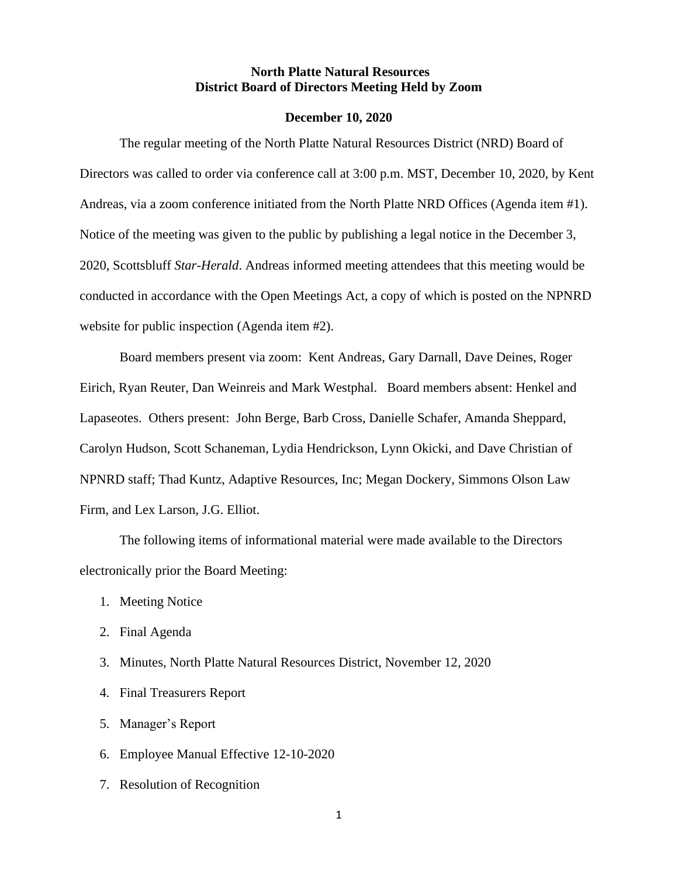**North Platte Natural Resources**
**District Board of Directors Meeting Held by Zoom**

**December 10, 2020**

The regular meeting of the North Platte Natural Resources District (NRD) Board of Directors was called to order via conference call at 3:00 p.m. MST, December 10, 2020, by Kent Andreas, via a zoom conference initiated from the North Platte NRD Offices (Agenda item #1). Notice of the meeting was given to the public by publishing a legal notice in the December 3, 2020, Scottsbluff *Star-Herald*. Andreas informed meeting attendees that this meeting would be conducted in accordance with the Open Meetings Act, a copy of which is posted on the NPNRD website for public inspection (Agenda item #2).

Board members present via zoom: Kent Andreas, Gary Darnall, Dave Deines, Roger Eirich, Ryan Reuter, Dan Weinreis and Mark Westphal. Board members absent: Henkel and Lapaseotes. Others present: John Berge, Barb Cross, Danielle Schafer, Amanda Sheppard, Carolyn Hudson, Scott Schaneman, Lydia Hendrickson, Lynn Okicki, and Dave Christian of NPNRD staff; Thad Kuntz, Adaptive Resources, Inc; Megan Dockery, Simmons Olson Law Firm, and Lex Larson, J.G. Elliot.

The following items of informational material were made available to the Directors electronically prior the Board Meeting:

1. Meeting Notice
2. Final Agenda
3. Minutes, North Platte Natural Resources District, November 12, 2020
4. Final Treasurers Report
5. Manager's Report
6. Employee Manual Effective 12-10-2020
7. Resolution of Recognition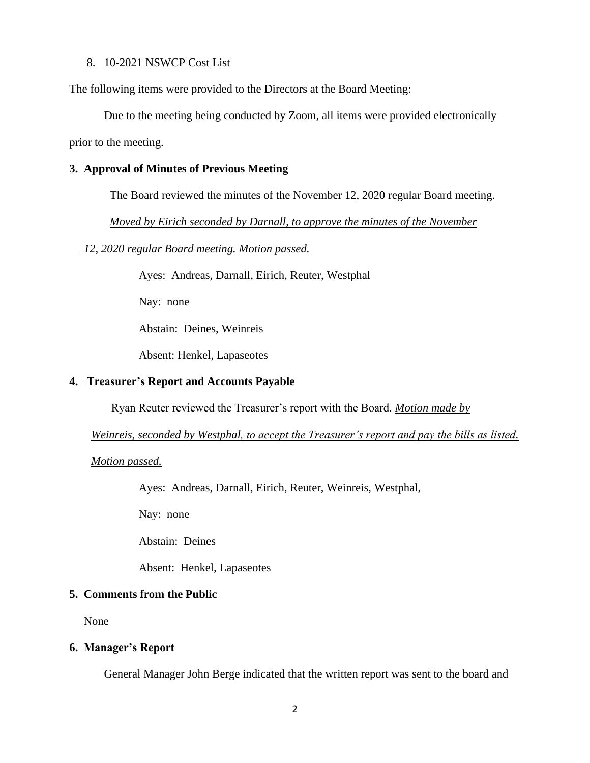8. 10-2021 NSWCP Cost List

The following items were provided to the Directors at the Board Meeting:

Due to the meeting being conducted by Zoom, all items were provided electronically prior to the meeting.

**3. Approval of Minutes of Previous Meeting**

The Board reviewed the minutes of the November 12, 2020 regular Board meeting.

*Moved by Eirich seconded by Darnall, to approve the minutes of the November 12, 2020 regular Board meeting. Motion passed.*

Ayes: Andreas, Darnall, Eirich, Reuter, Westphal

Nay: none

Abstain: Deines, Weinreis

Absent: Henkel, Lapaseotes

**4. Treasurer's Report and Accounts Payable**

Ryan Reuter reviewed the Treasurer's report with the Board. *Motion made by Weinreis, seconded by Westphal, to accept the Treasurer's report and pay the bills as listed. Motion passed.*

Ayes: Andreas, Darnall, Eirich, Reuter, Weinreis, Westphal,

Nay: none

Abstain: Deines

Absent: Henkel, Lapaseotes

**5. Comments from the Public**

None

**6. Manager's Report**

General Manager John Berge indicated that the written report was sent to the board and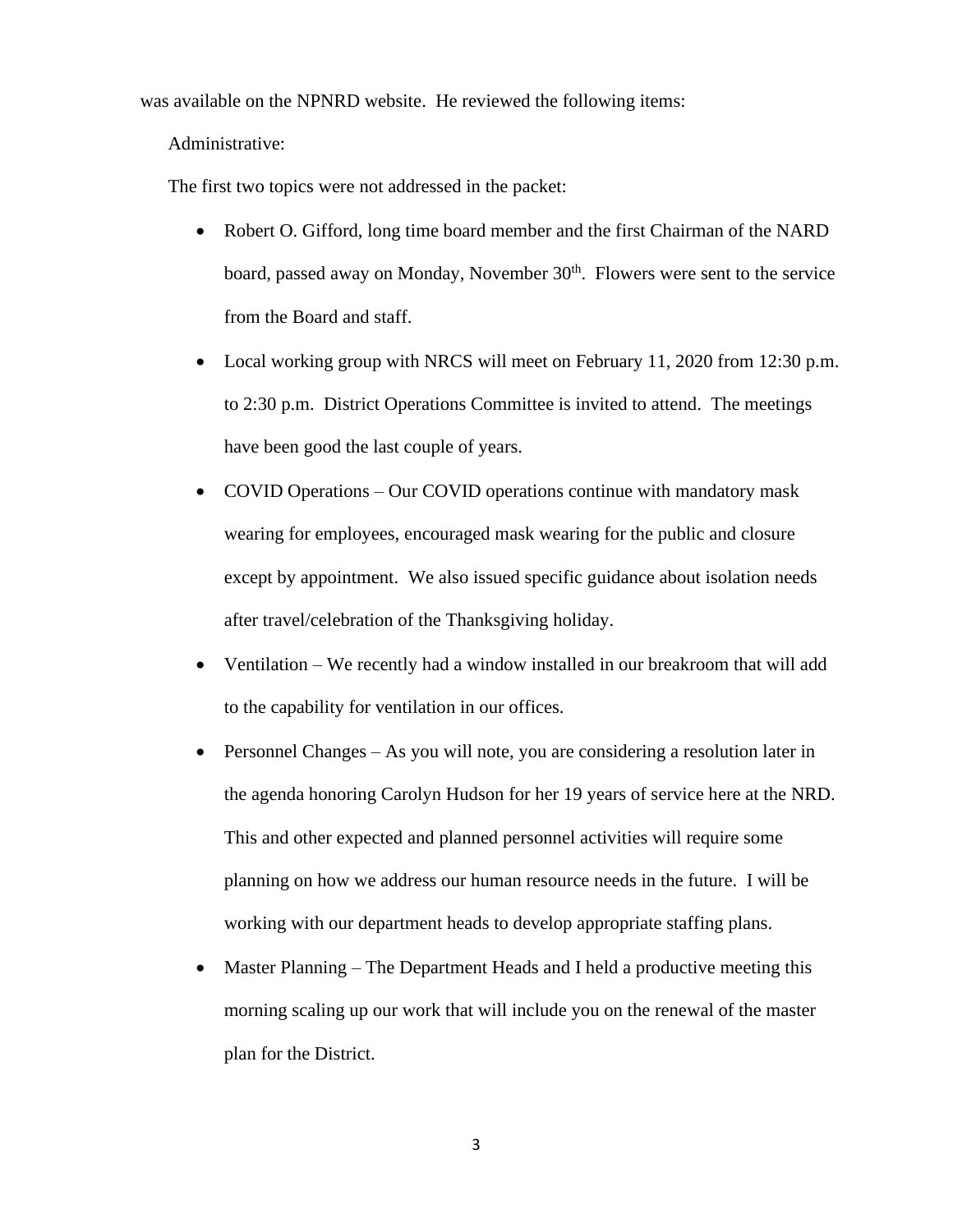was available on the NPNRD website. He reviewed the following items:

Administrative:

The first two topics were not addressed in the packet:

- Robert O. Gifford, long time board member and the first Chairman of the NARD board, passed away on Monday, November 30th. Flowers were sent to the service from the Board and staff.
- Local working group with NRCS will meet on February 11, 2020 from 12:30 p.m. to 2:30 p.m. District Operations Committee is invited to attend. The meetings have been good the last couple of years.
- COVID Operations – Our COVID operations continue with mandatory mask wearing for employees, encouraged mask wearing for the public and closure except by appointment. We also issued specific guidance about isolation needs after travel/celebration of the Thanksgiving holiday.
- Ventilation – We recently had a window installed in our breakroom that will add to the capability for ventilation in our offices.
- Personnel Changes – As you will note, you are considering a resolution later in the agenda honoring Carolyn Hudson for her 19 years of service here at the NRD. This and other expected and planned personnel activities will require some planning on how we address our human resource needs in the future. I will be working with our department heads to develop appropriate staffing plans.
- Master Planning – The Department Heads and I held a productive meeting this morning scaling up our work that will include you on the renewal of the master plan for the District.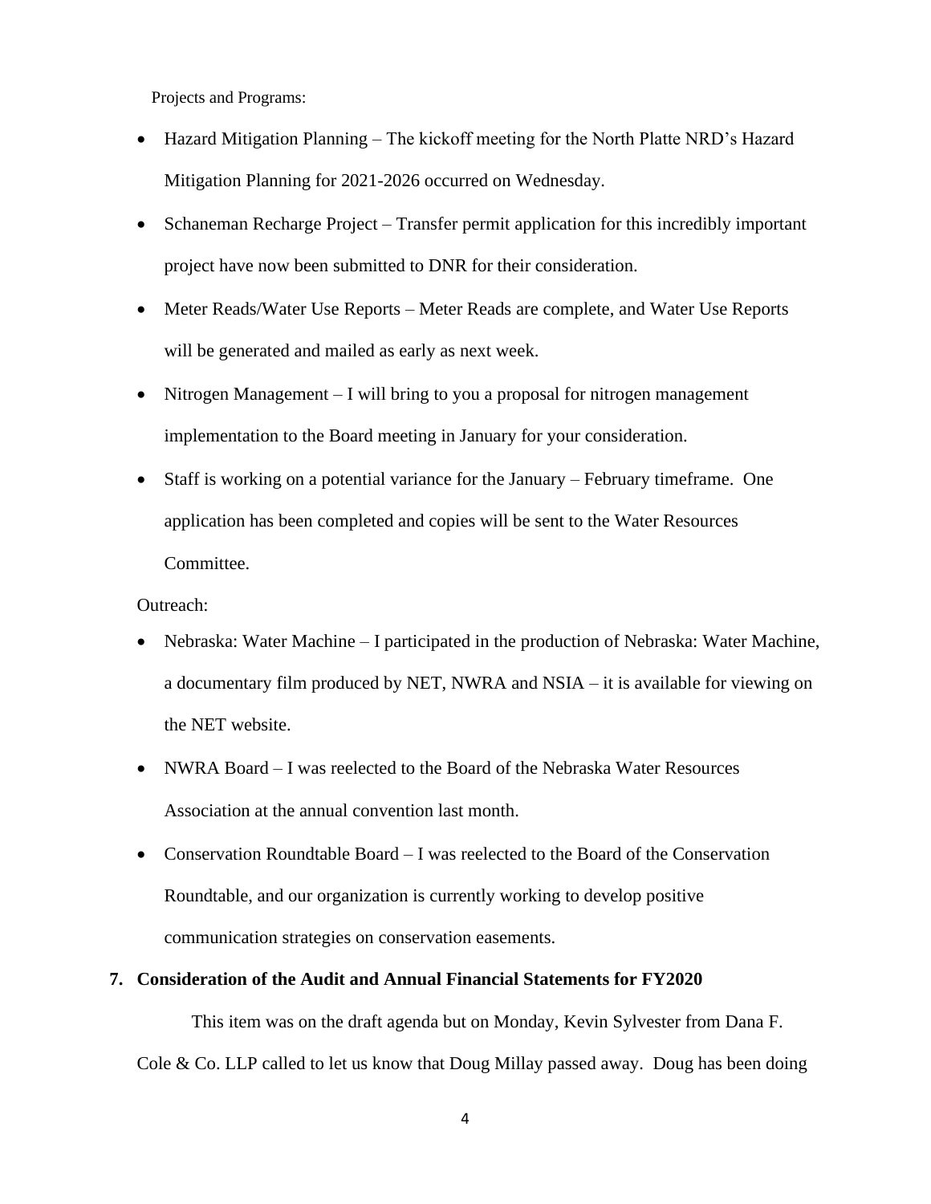Projects and Programs:

- Hazard Mitigation Planning – The kickoff meeting for the North Platte NRD's Hazard Mitigation Planning for 2021-2026 occurred on Wednesday.
- Schaneman Recharge Project – Transfer permit application for this incredibly important project have now been submitted to DNR for their consideration.
- Meter Reads/Water Use Reports – Meter Reads are complete, and Water Use Reports will be generated and mailed as early as next week.
- Nitrogen Management – I will bring to you a proposal for nitrogen management implementation to the Board meeting in January for your consideration.
- Staff is working on a potential variance for the January – February timeframe. One application has been completed and copies will be sent to the Water Resources Committee.

Outreach:

- Nebraska: Water Machine – I participated in the production of Nebraska: Water Machine, a documentary film produced by NET, NWRA and NSIA – it is available for viewing on the NET website.
- NWRA Board – I was reelected to the Board of the Nebraska Water Resources Association at the annual convention last month.
- Conservation Roundtable Board – I was reelected to the Board of the Conservation Roundtable, and our organization is currently working to develop positive communication strategies on conservation easements.

**7. Consideration of the Audit and Annual Financial Statements for FY2020**

This item was on the draft agenda but on Monday, Kevin Sylvester from Dana F. Cole & Co. LLP called to let us know that Doug Millay passed away. Doug has been doing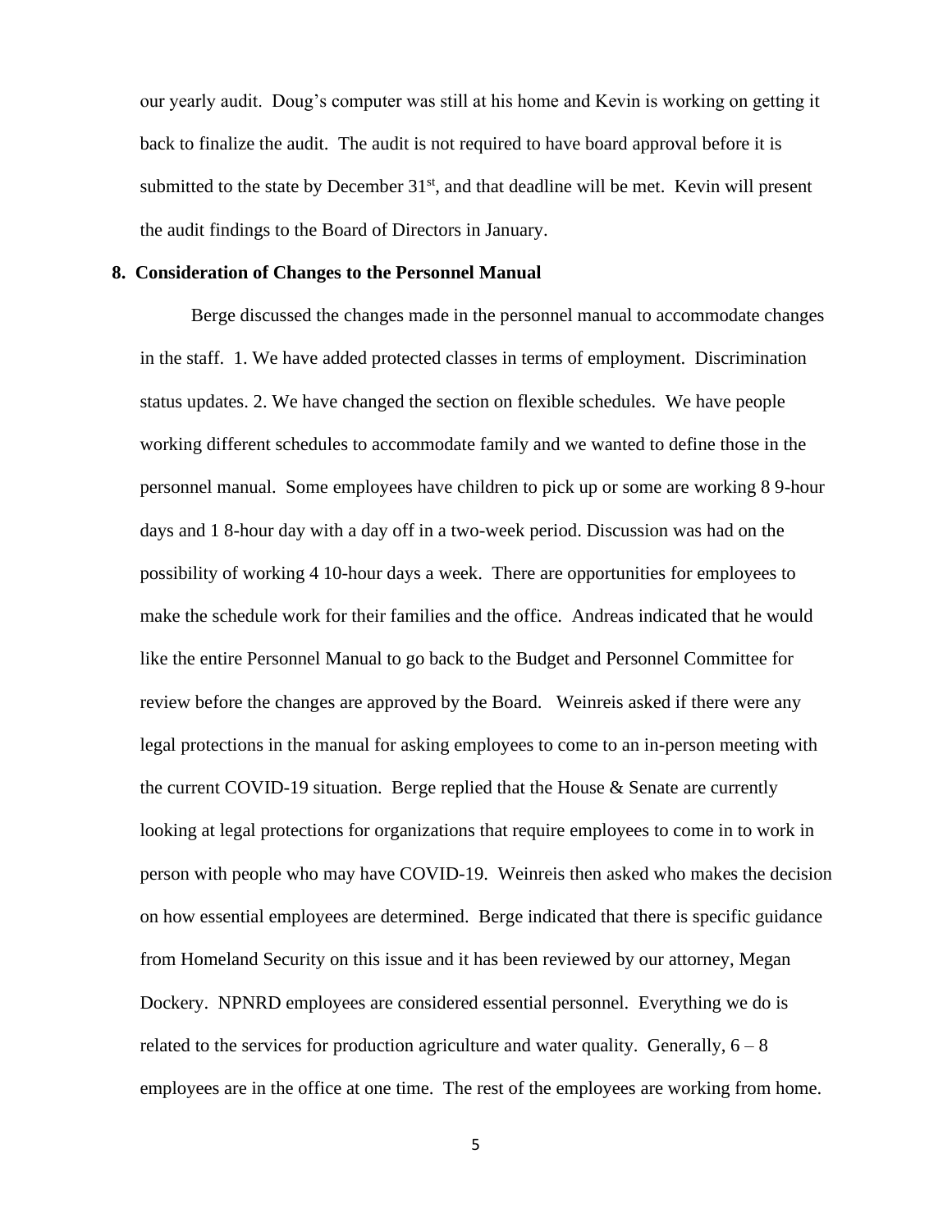our yearly audit. Doug's computer was still at his home and Kevin is working on getting it back to finalize the audit. The audit is not required to have board approval before it is submitted to the state by December 31st, and that deadline will be met. Kevin will present the audit findings to the Board of Directors in January.

**8. Consideration of Changes to the Personnel Manual**

Berge discussed the changes made in the personnel manual to accommodate changes in the staff. 1. We have added protected classes in terms of employment. Discrimination status updates. 2. We have changed the section on flexible schedules. We have people working different schedules to accommodate family and we wanted to define those in the personnel manual. Some employees have children to pick up or some are working 8 9-hour days and 1 8-hour day with a day off in a two-week period. Discussion was had on the possibility of working 4 10-hour days a week. There are opportunities for employees to make the schedule work for their families and the office. Andreas indicated that he would like the entire Personnel Manual to go back to the Budget and Personnel Committee for review before the changes are approved by the Board. Weinreis asked if there were any legal protections in the manual for asking employees to come to an in-person meeting with the current COVID-19 situation. Berge replied that the House & Senate are currently looking at legal protections for organizations that require employees to come in to work in person with people who may have COVID-19. Weinreis then asked who makes the decision on how essential employees are determined. Berge indicated that there is specific guidance from Homeland Security on this issue and it has been reviewed by our attorney, Megan Dockery. NPNRD employees are considered essential personnel. Everything we do is related to the services for production agriculture and water quality. Generally, 6 – 8 employees are in the office at one time. The rest of the employees are working from home.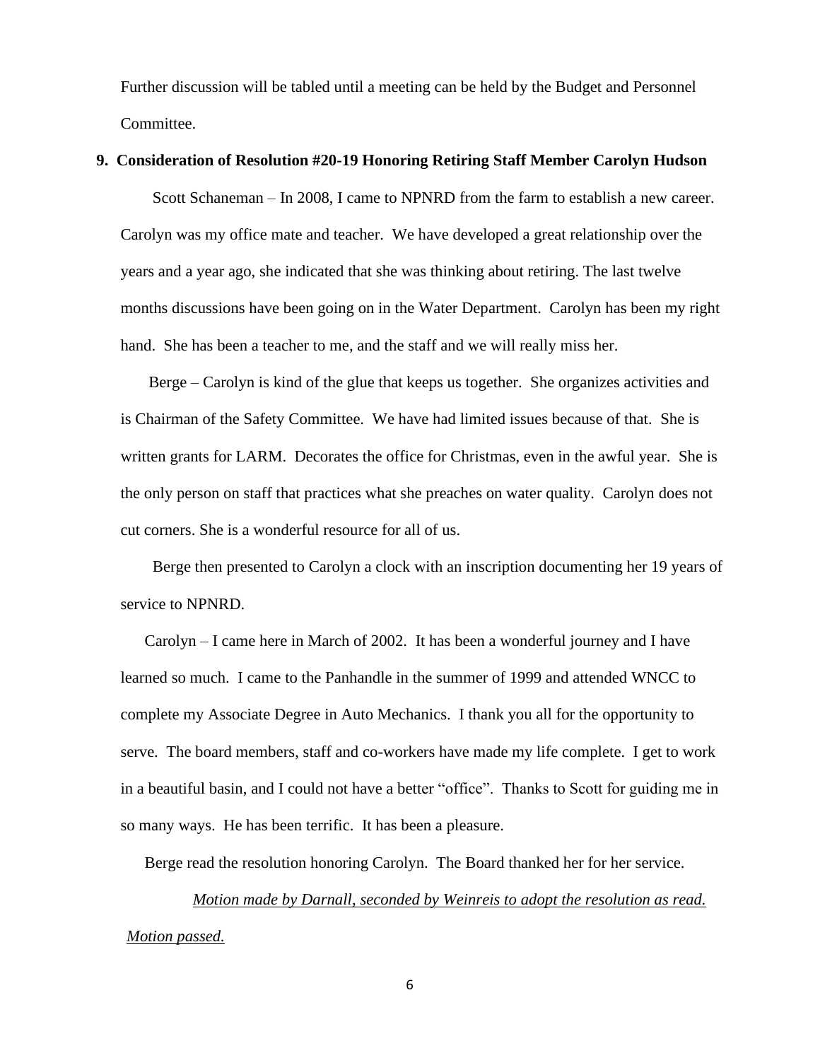Further discussion will be tabled until a meeting can be held by the Budget and Personnel Committee.

**9. Consideration of Resolution #20-19 Honoring Retiring Staff Member Carolyn Hudson**

Scott Schaneman – In 2008, I came to NPNRD from the farm to establish a new career. Carolyn was my office mate and teacher. We have developed a great relationship over the years and a year ago, she indicated that she was thinking about retiring. The last twelve months discussions have been going on in the Water Department. Carolyn has been my right hand. She has been a teacher to me, and the staff and we will really miss her.

Berge – Carolyn is kind of the glue that keeps us together. She organizes activities and is Chairman of the Safety Committee. We have had limited issues because of that. She is written grants for LARM. Decorates the office for Christmas, even in the awful year. She is the only person on staff that practices what she preaches on water quality. Carolyn does not cut corners. She is a wonderful resource for all of us.

Berge then presented to Carolyn a clock with an inscription documenting her 19 years of service to NPNRD.

Carolyn – I came here in March of 2002. It has been a wonderful journey and I have learned so much. I came to the Panhandle in the summer of 1999 and attended WNCC to complete my Associate Degree in Auto Mechanics. I thank you all for the opportunity to serve. The board members, staff and co-workers have made my life complete. I get to work in a beautiful basin, and I could not have a better "office". Thanks to Scott for guiding me in so many ways. He has been terrific. It has been a pleasure.

Berge read the resolution honoring Carolyn. The Board thanked her for her service.

*Motion made by Darnall, seconded by Weinreis to adopt the resolution as read. Motion passed.*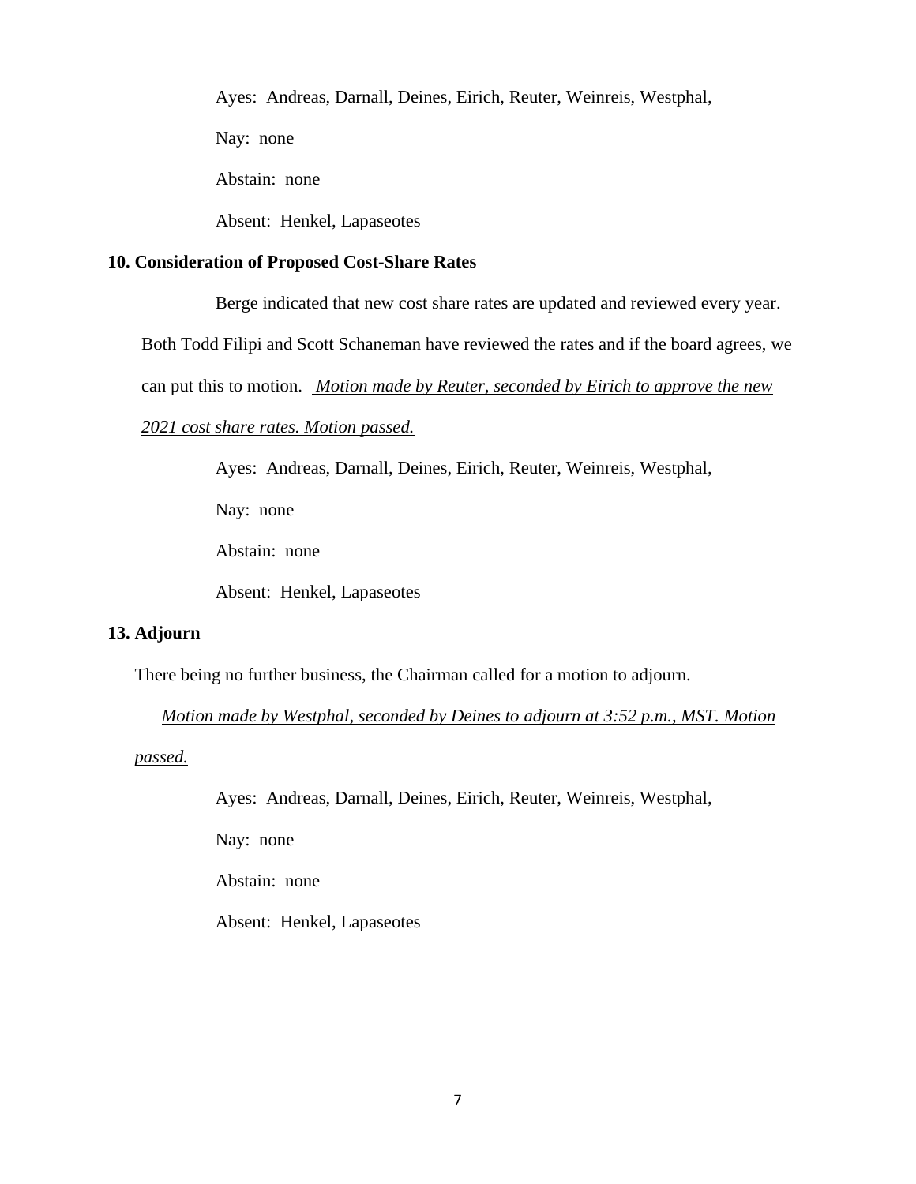Ayes: Andreas, Darnall, Deines, Eirich, Reuter, Weinreis, Westphal,

Nay: none

Abstain: none

Absent: Henkel, Lapaseotes

**10. Consideration of Proposed Cost-Share Rates**

Berge indicated that new cost share rates are updated and reviewed every year. Both Todd Filipi and Scott Schaneman have reviewed the rates and if the board agrees, we can put this to motion. *Motion made by Reuter, seconded by Eirich to approve the new 2021 cost share rates. Motion passed.*

Ayes: Andreas, Darnall, Deines, Eirich, Reuter, Weinreis, Westphal,

Nay: none

Abstain: none

Absent: Henkel, Lapaseotes

**13. Adjourn**

There being no further business, the Chairman called for a motion to adjourn.

*Motion made by Westphal, seconded by Deines to adjourn at 3:52 p.m., MST. Motion passed.*

Ayes: Andreas, Darnall, Deines, Eirich, Reuter, Weinreis, Westphal,

Nay: none

Abstain: none

Absent: Henkel, Lapaseotes